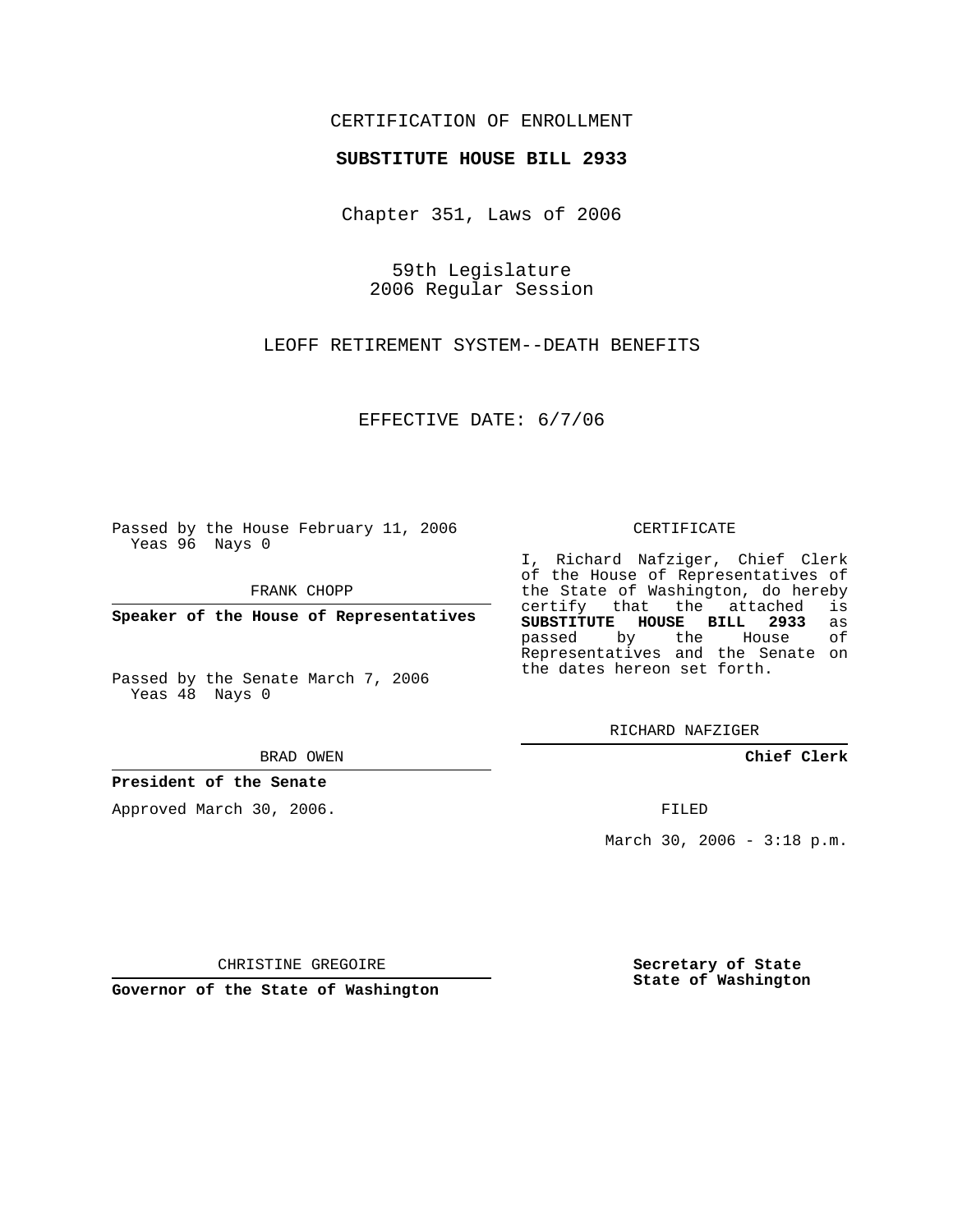CERTIFICATION OF ENROLLMENT

**SUBSTITUTE HOUSE BILL 2933**

Chapter 351, Laws of 2006

59th Legislature
2006 Regular Session

LEOFF RETIREMENT SYSTEM--DEATH BENEFITS

EFFECTIVE DATE: 6/7/06

Passed by the House February 11, 2006
Yeas 96 Nays 0

FRANK CHOPP

**Speaker of the House of Representatives**

Passed by the Senate March 7, 2006
Yeas 48 Nays 0

BRAD OWEN

**President of the Senate**

Approved March 30, 2006.

CHRISTINE GREGOIRE

**Governor of the State of Washington**

CERTIFICATE

I, Richard Nafziger, Chief Clerk of the House of Representatives of the State of Washington, do hereby certify that the attached is **SUBSTITUTE HOUSE BILL 2933** as passed by the House of Representatives and the Senate on the dates hereon set forth.

RICHARD NAFZIGER

**Chief Clerk**

FILED

March 30, 2006 - 3:18 p.m.

**Secretary of State**
**State of Washington**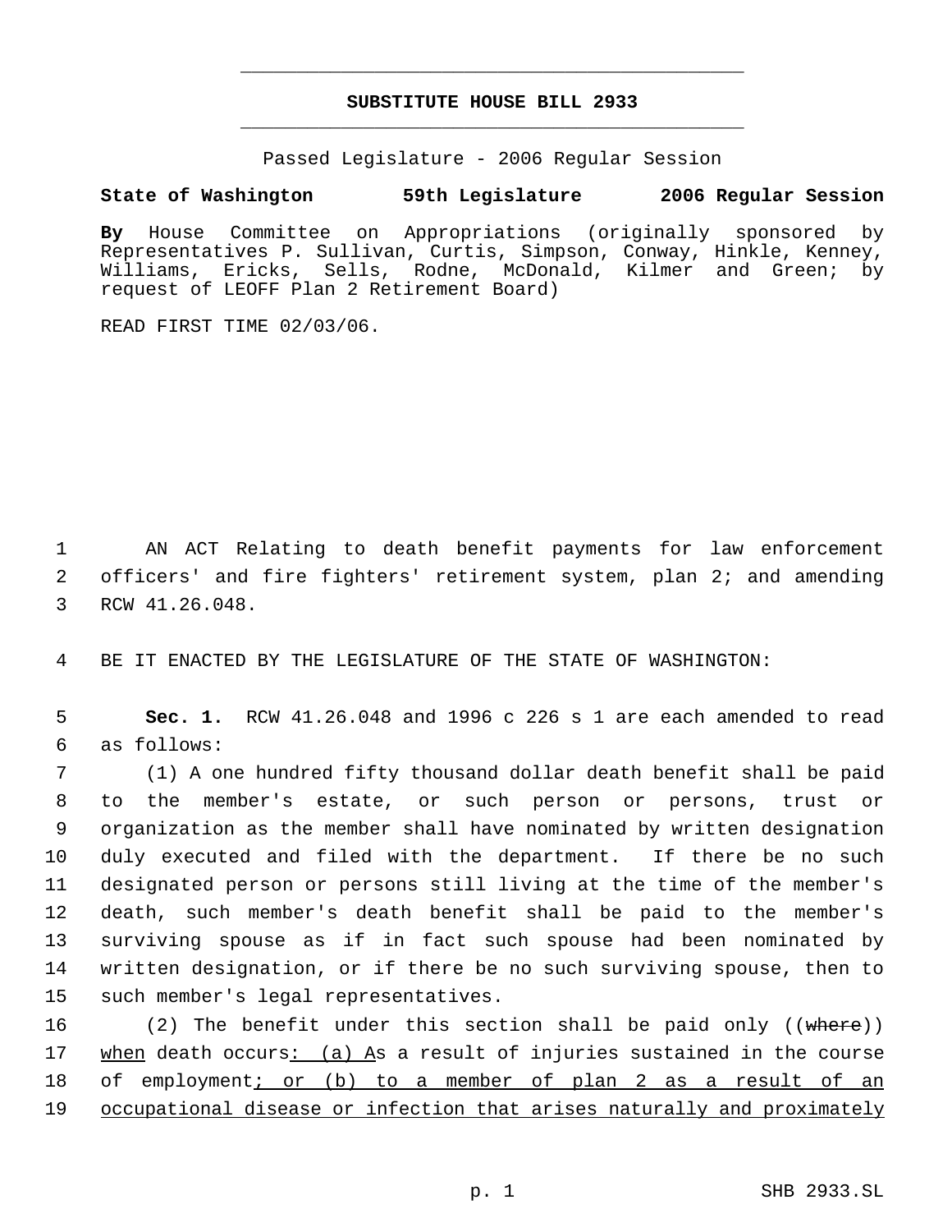# SUBSTITUTE HOUSE BILL 2933

Passed Legislature - 2006 Regular Session

**State of Washington 59th Legislature 2006 Regular Session**

**By** House Committee on Appropriations (originally sponsored by Representatives P. Sullivan, Curtis, Simpson, Conway, Hinkle, Kenney, Williams, Ericks, Sells, Rodne, McDonald, Kilmer and Green; by request of LEOFF Plan 2 Retirement Board)

READ FIRST TIME 02/03/06.

1 AN ACT Relating to death benefit payments for law enforcement
2 officers' and fire fighters' retirement system, plan 2; and amending
3 RCW 41.26.048.

4 BE IT ENACTED BY THE LEGISLATURE OF THE STATE OF WASHINGTON:

5 **Sec. 1.** RCW 41.26.048 and 1996 c 226 s 1 are each amended to read
6 as follows:

7 (1) A one hundred fifty thousand dollar death benefit shall be paid
8 to the member's estate, or such person or persons, trust or
9 organization as the member shall have nominated by written designation
10 duly executed and filed with the department. If there be no such
11 designated person or persons still living at the time of the member's
12 death, such member's death benefit shall be paid to the member's
13 surviving spouse as if in fact such spouse had been nominated by
14 written designation, or if there be no such surviving spouse, then to
15 such member's legal representatives.

16 (2) The benefit under this section shall be paid only ((~~where~~))
17 <u>when</u> death occurs<u>: (a) A</u>s a result of injuries sustained in the course
18 of employment<u>; or (b) to a member of plan 2 as a result of an</u>
19 <u>occupational disease or infection that arises naturally and proximately</u>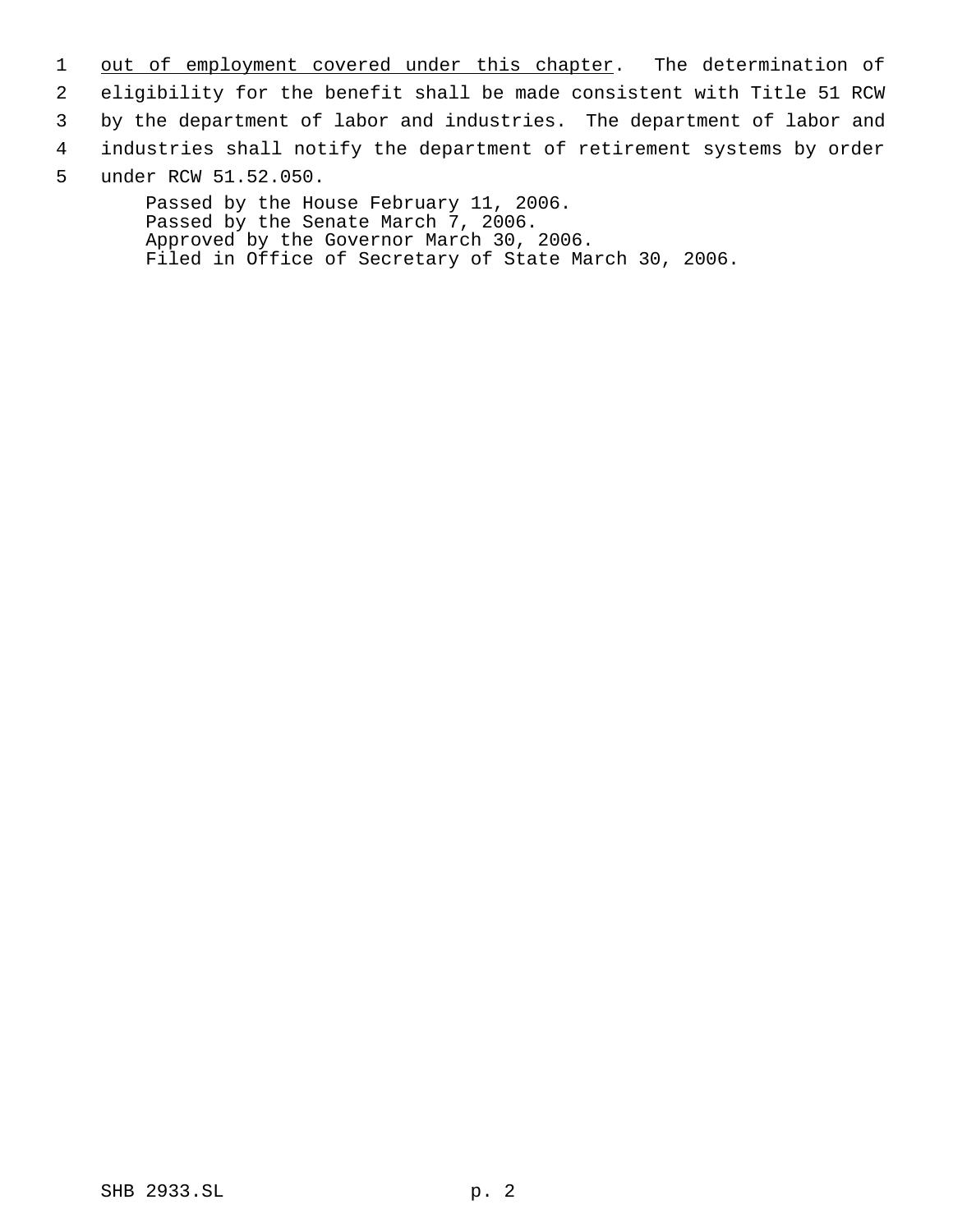<u>out of employment covered under this chapter</u>. The determination of eligibility for the benefit shall be made consistent with Title 51 RCW by the department of labor and industries. The department of labor and industries shall notify the department of retirement systems by order under RCW 51.52.050.

Passed by the House February 11, 2006.
Passed by the Senate March 7, 2006.
Approved by the Governor March 30, 2006.
Filed in Office of Secretary of State March 30, 2006.